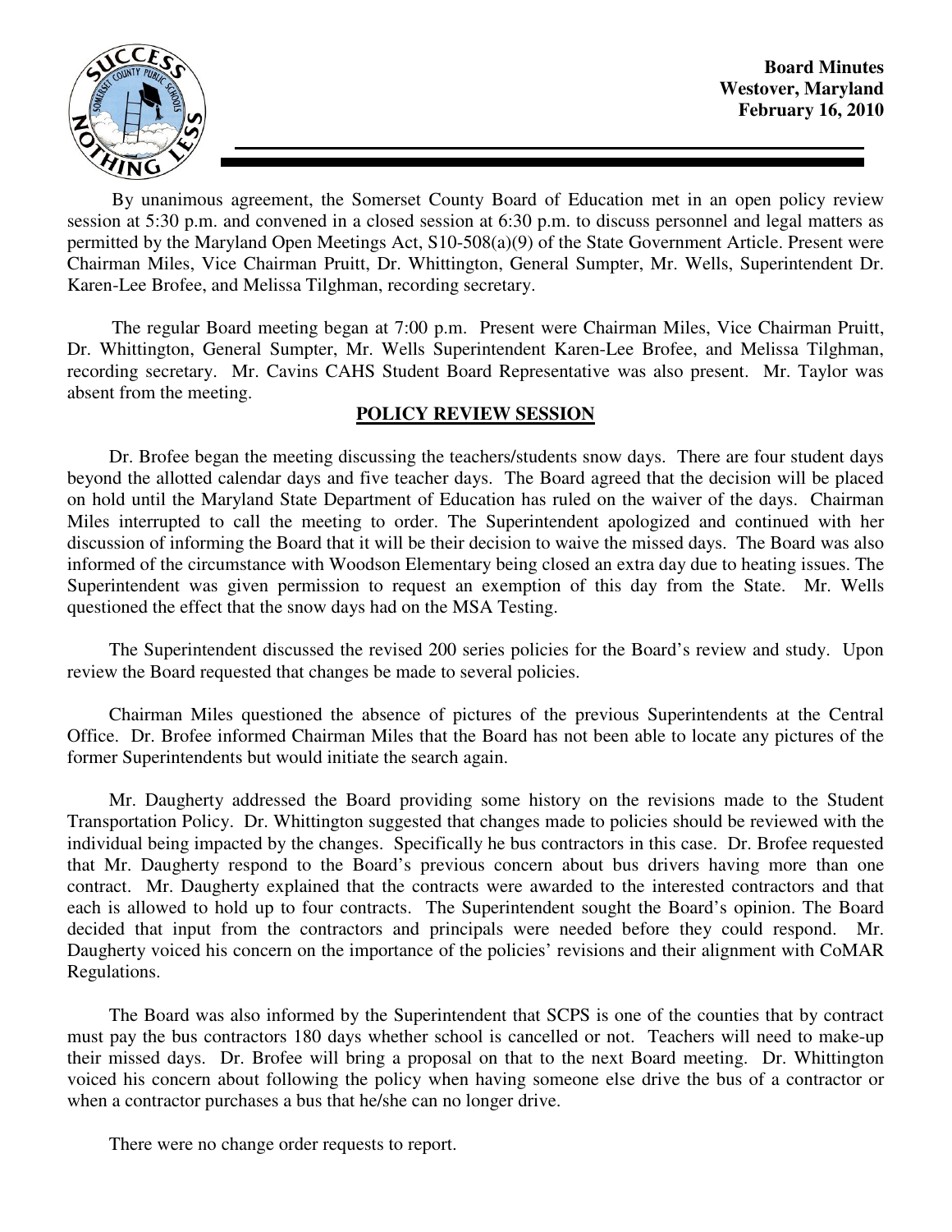**Board Minutes**
**Westover, Maryland**
**February 16, 2010**

By unanimous agreement, the Somerset County Board of Education met in an open policy review session at 5:30 p.m. and convened in a closed session at 6:30 p.m. to discuss personnel and legal matters as permitted by the Maryland Open Meetings Act, S10-508(a)(9) of the State Government Article. Present were Chairman Miles, Vice Chairman Pruitt, Dr. Whittington, General Sumpter, Mr. Wells, Superintendent Dr. Karen-Lee Brofee, and Melissa Tilghman, recording secretary.

The regular Board meeting began at 7:00 p.m. Present were Chairman Miles, Vice Chairman Pruitt, Dr. Whittington, General Sumpter, Mr. Wells Superintendent Karen-Lee Brofee, and Melissa Tilghman, recording secretary. Mr. Cavins CAHS Student Board Representative was also present. Mr. Taylor was absent from the meeting.

## POLICY REVIEW SESSION

Dr. Brofee began the meeting discussing the teachers/students snow days. There are four student days beyond the allotted calendar days and five teacher days. The Board agreed that the decision will be placed on hold until the Maryland State Department of Education has ruled on the waiver of the days. Chairman Miles interrupted to call the meeting to order. The Superintendent apologized and continued with her discussion of informing the Board that it will be their decision to waive the missed days. The Board was also informed of the circumstance with Woodson Elementary being closed an extra day due to heating issues. The Superintendent was given permission to request an exemption of this day from the State. Mr. Wells questioned the effect that the snow days had on the MSA Testing.

The Superintendent discussed the revised 200 series policies for the Board's review and study. Upon review the Board requested that changes be made to several policies.

Chairman Miles questioned the absence of pictures of the previous Superintendents at the Central Office. Dr. Brofee informed Chairman Miles that the Board has not been able to locate any pictures of the former Superintendents but would initiate the search again.

Mr. Daugherty addressed the Board providing some history on the revisions made to the Student Transportation Policy. Dr. Whittington suggested that changes made to policies should be reviewed with the individual being impacted by the changes. Specifically he bus contractors in this case. Dr. Brofee requested that Mr. Daugherty respond to the Board's previous concern about bus drivers having more than one contract. Mr. Daugherty explained that the contracts were awarded to the interested contractors and that each is allowed to hold up to four contracts. The Superintendent sought the Board's opinion. The Board decided that input from the contractors and principals were needed before they could respond. Mr. Daugherty voiced his concern on the importance of the policies' revisions and their alignment with CoMAR Regulations.

The Board was also informed by the Superintendent that SCPS is one of the counties that by contract must pay the bus contractors 180 days whether school is cancelled or not. Teachers will need to make-up their missed days. Dr. Brofee will bring a proposal on that to the next Board meeting. Dr. Whittington voiced his concern about following the policy when having someone else drive the bus of a contractor or when a contractor purchases a bus that he/she can no longer drive.

There were no change order requests to report.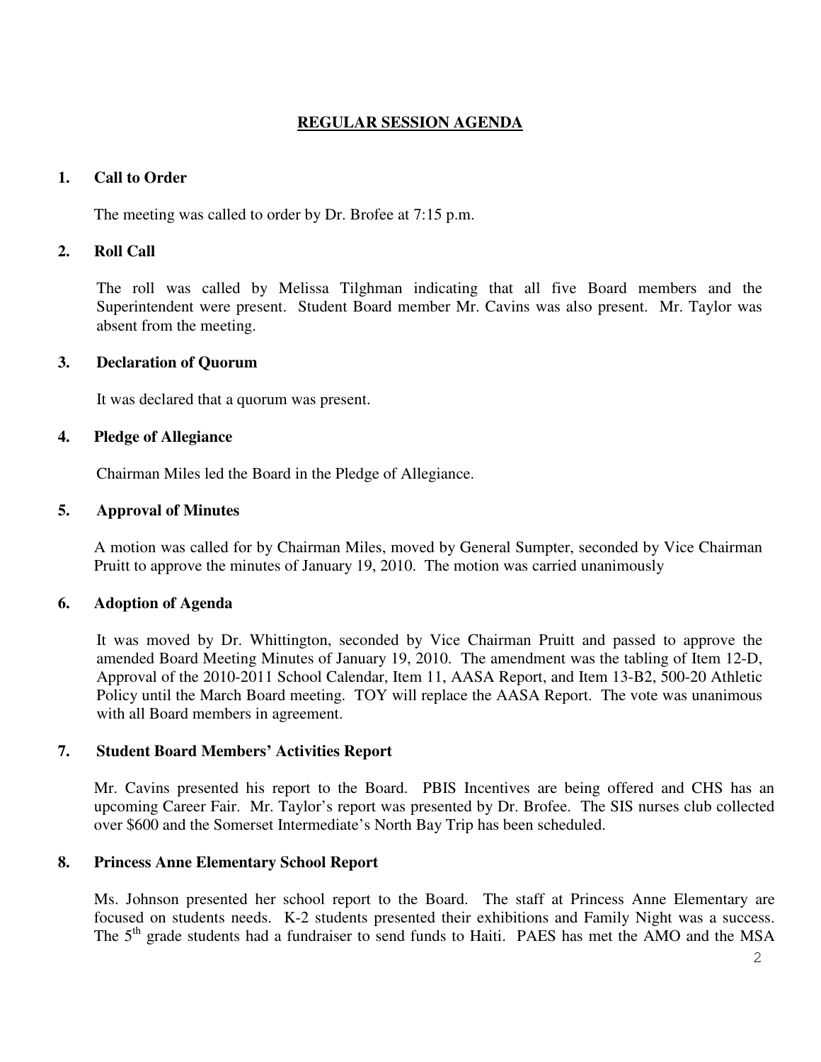## REGULAR SESSION AGENDA

### 1. Call to Order

The meeting was called to order by Dr. Brofee at 7:15 p.m.

### 2. Roll Call

The roll was called by Melissa Tilghman indicating that all five Board members and the Superintendent were present. Student Board member Mr. Cavins was also present. Mr. Taylor was absent from the meeting.

### 3. Declaration of Quorum

It was declared that a quorum was present.

### 4. Pledge of Allegiance

Chairman Miles led the Board in the Pledge of Allegiance.

### 5. Approval of Minutes

A motion was called for by Chairman Miles, moved by General Sumpter, seconded by Vice Chairman Pruitt to approve the minutes of January 19, 2010. The motion was carried unanimously

### 6. Adoption of Agenda

It was moved by Dr. Whittington, seconded by Vice Chairman Pruitt and passed to approve the amended Board Meeting Minutes of January 19, 2010. The amendment was the tabling of Item 12-D, Approval of the 2010-2011 School Calendar, Item 11, AASA Report, and Item 13-B2, 500-20 Athletic Policy until the March Board meeting. TOY will replace the AASA Report. The vote was unanimous with all Board members in agreement.

### 7. Student Board Members' Activities Report

Mr. Cavins presented his report to the Board. PBIS Incentives are being offered and CHS has an upcoming Career Fair. Mr. Taylor's report was presented by Dr. Brofee. The SIS nurses club collected over $600 and the Somerset Intermediate's North Bay Trip has been scheduled.

### 8. Princess Anne Elementary School Report

Ms. Johnson presented her school report to the Board. The staff at Princess Anne Elementary are focused on students needs. K-2 students presented their exhibitions and Family Night was a success. The 5th grade students had a fundraiser to send funds to Haiti. PAES has met the AMO and the MSA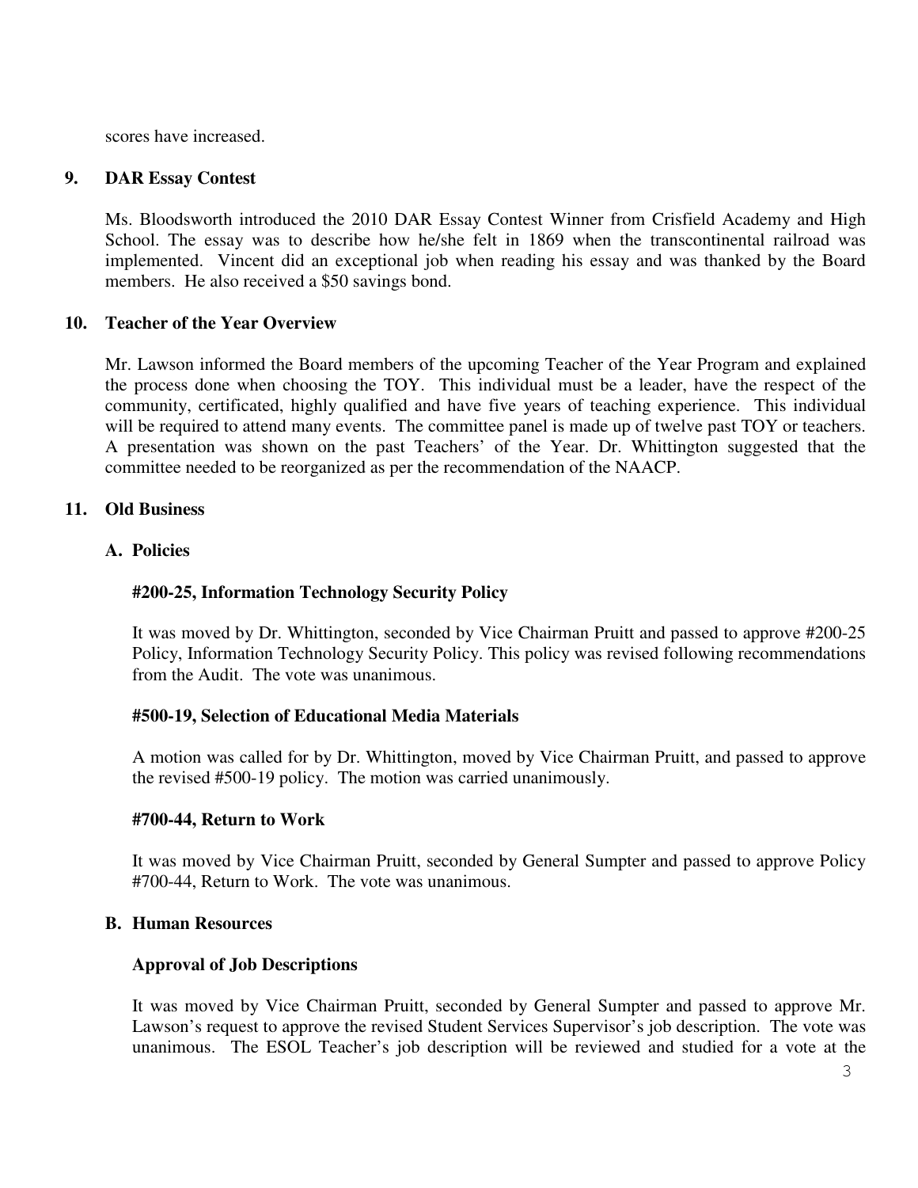scores have increased.

**9. DAR Essay Contest**

Ms. Bloodsworth introduced the 2010 DAR Essay Contest Winner from Crisfield Academy and High School. The essay was to describe how he/she felt in 1869 when the transcontinental railroad was implemented. Vincent did an exceptional job when reading his essay and was thanked by the Board members. He also received a $50 savings bond.

**10. Teacher of the Year Overview**

Mr. Lawson informed the Board members of the upcoming Teacher of the Year Program and explained the process done when choosing the TOY. This individual must be a leader, have the respect of the community, certificated, highly qualified and have five years of teaching experience. This individual will be required to attend many events. The committee panel is made up of twelve past TOY or teachers. A presentation was shown on the past Teachers' of the Year. Dr. Whittington suggested that the committee needed to be reorganized as per the recommendation of the NAACP.

**11. Old Business**

**A. Policies**

**#200-25, Information Technology Security Policy**

It was moved by Dr. Whittington, seconded by Vice Chairman Pruitt and passed to approve #200-25 Policy, Information Technology Security Policy. This policy was revised following recommendations from the Audit. The vote was unanimous.

**#500-19, Selection of Educational Media Materials**

A motion was called for by Dr. Whittington, moved by Vice Chairman Pruitt, and passed to approve the revised #500-19 policy. The motion was carried unanimously.

**#700-44, Return to Work**

It was moved by Vice Chairman Pruitt, seconded by General Sumpter and passed to approve Policy #700-44, Return to Work. The vote was unanimous.

**B. Human Resources**

**Approval of Job Descriptions**

It was moved by Vice Chairman Pruitt, seconded by General Sumpter and passed to approve Mr. Lawson's request to approve the revised Student Services Supervisor's job description. The vote was unanimous. The ESOL Teacher's job description will be reviewed and studied for a vote at the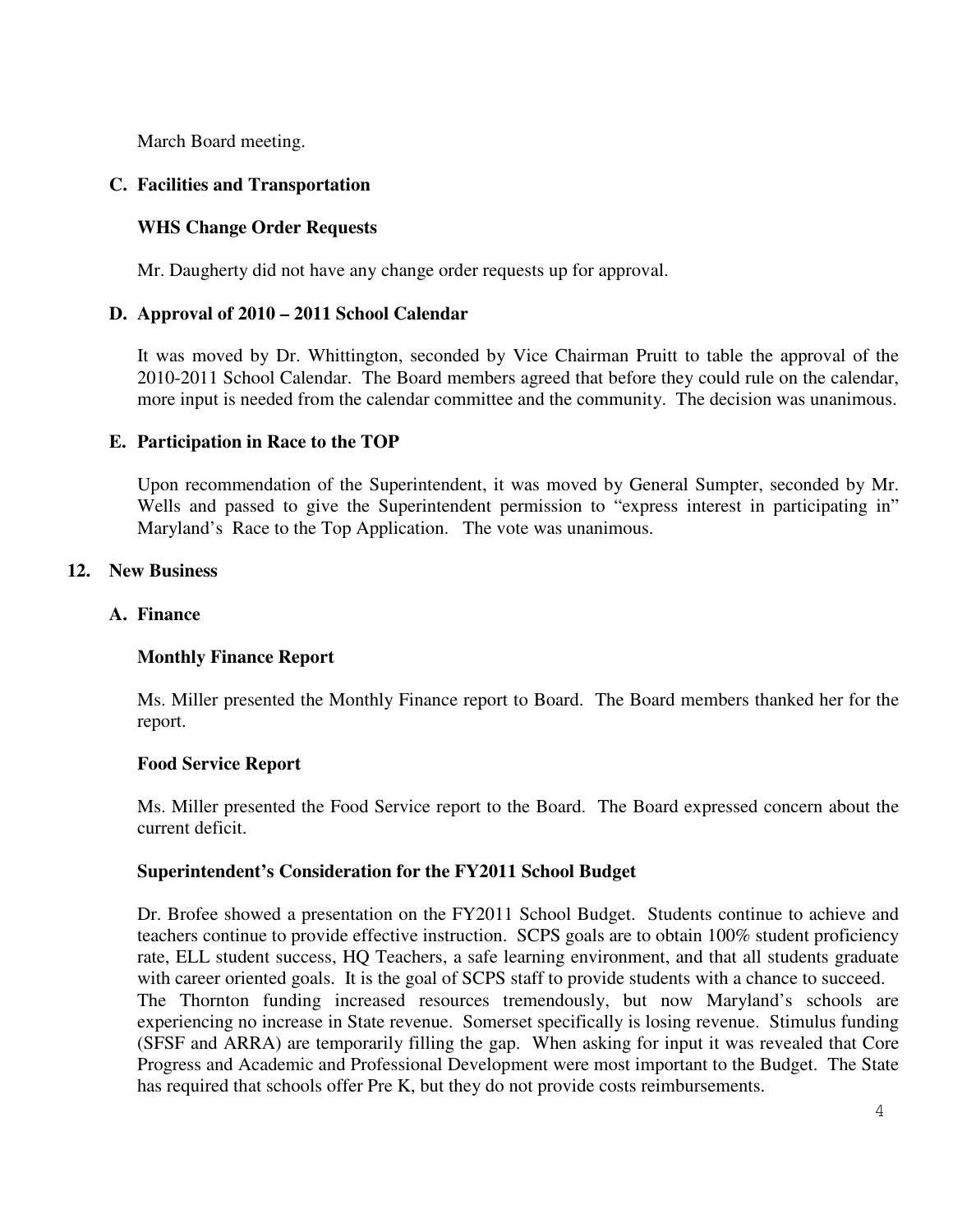March Board meeting.

### C. Facilities and Transportation

**WHS Change Order Requests**

Mr. Daugherty did not have any change order requests up for approval.

### D. Approval of 2010 – 2011 School Calendar

It was moved by Dr. Whittington, seconded by Vice Chairman Pruitt to table the approval of the 2010-2011 School Calendar. The Board members agreed that before they could rule on the calendar, more input is needed from the calendar committee and the community. The decision was unanimous.

### E. Participation in Race to the TOP

Upon recommendation of the Superintendent, it was moved by General Sumpter, seconded by Mr. Wells and passed to give the Superintendent permission to "express interest in participating in" Maryland's Race to the Top Application. The vote was unanimous.

## 12. New Business

### A. Finance

**Monthly Finance Report**

Ms. Miller presented the Monthly Finance report to Board. The Board members thanked her for the report.

**Food Service Report**

Ms. Miller presented the Food Service report to the Board. The Board expressed concern about the current deficit.

**Superintendent's Consideration for the FY2011 School Budget**

Dr. Brofee showed a presentation on the FY2011 School Budget. Students continue to achieve and teachers continue to provide effective instruction. SCPS goals are to obtain 100% student proficiency rate, ELL student success, HQ Teachers, a safe learning environment, and that all students graduate with career oriented goals. It is the goal of SCPS staff to provide students with a chance to succeed. The Thornton funding increased resources tremendously, but now Maryland's schools are experiencing no increase in State revenue. Somerset specifically is losing revenue. Stimulus funding (SFSF and ARRA) are temporarily filling the gap. When asking for input it was revealed that Core Progress and Academic and Professional Development were most important to the Budget. The State has required that schools offer Pre K, but they do not provide costs reimbursements.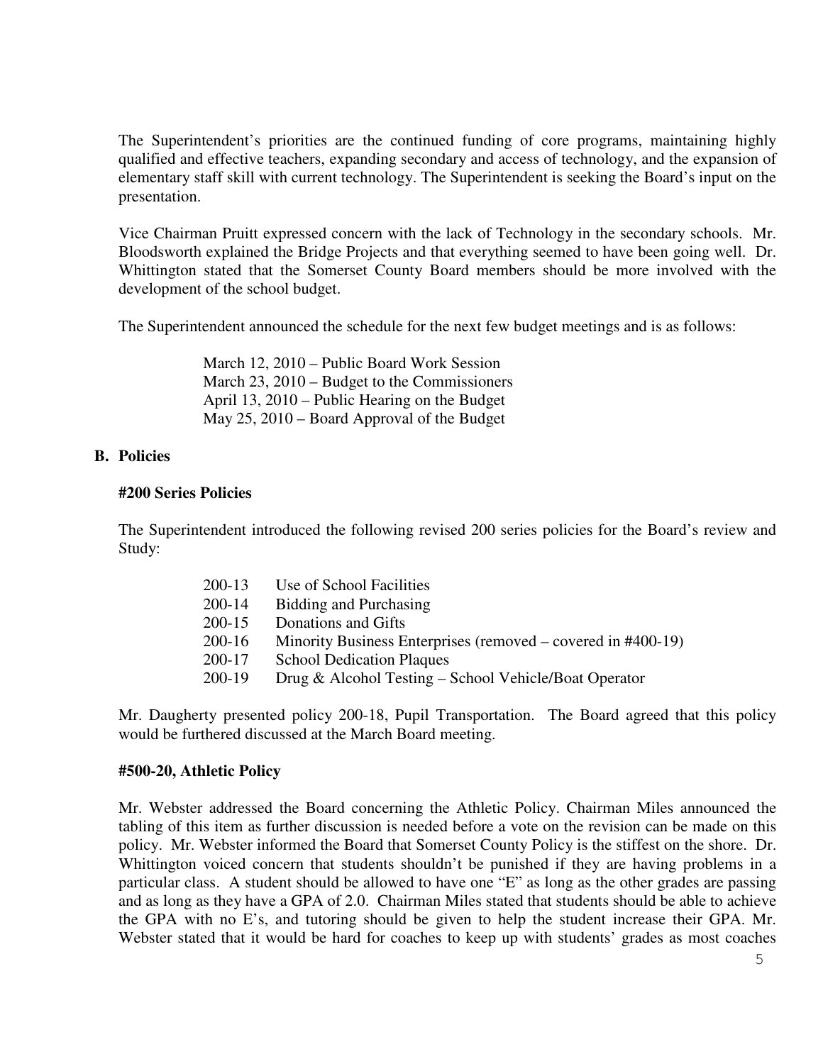The Superintendent's priorities are the continued funding of core programs, maintaining highly qualified and effective teachers, expanding secondary and access of technology, and the expansion of elementary staff skill with current technology. The Superintendent is seeking the Board's input on the presentation.

Vice Chairman Pruitt expressed concern with the lack of Technology in the secondary schools. Mr. Bloodsworth explained the Bridge Projects and that everything seemed to have been going well. Dr. Whittington stated that the Somerset County Board members should be more involved with the development of the school budget.

The Superintendent announced the schedule for the next few budget meetings and is as follows:

March 12, 2010 – Public Board Work Session
March 23, 2010 – Budget to the Commissioners
April 13, 2010 – Public Hearing on the Budget
May 25, 2010 – Board Approval of the Budget

## B. Policies

### #200 Series Policies

The Superintendent introduced the following revised 200 series policies for the Board's review and Study:

| | |
|---|---|
| 200-13 | Use of School Facilities |
| 200-14 | Bidding and Purchasing |
| 200-15 | Donations and Gifts |
| 200-16 | Minority Business Enterprises (removed – covered in #400-19) |
| 200-17 | School Dedication Plaques |
| 200-19 | Drug & Alcohol Testing – School Vehicle/Boat Operator |

Mr. Daugherty presented policy 200-18, Pupil Transportation. The Board agreed that this policy would be furthered discussed at the March Board meeting.

### #500-20, Athletic Policy

Mr. Webster addressed the Board concerning the Athletic Policy. Chairman Miles announced the tabling of this item as further discussion is needed before a vote on the revision can be made on this policy. Mr. Webster informed the Board that Somerset County Policy is the stiffest on the shore. Dr. Whittington voiced concern that students shouldn't be punished if they are having problems in a particular class. A student should be allowed to have one "E" as long as the other grades are passing and as long as they have a GPA of 2.0. Chairman Miles stated that students should be able to achieve the GPA with no E's, and tutoring should be given to help the student increase their GPA. Mr. Webster stated that it would be hard for coaches to keep up with students' grades as most coaches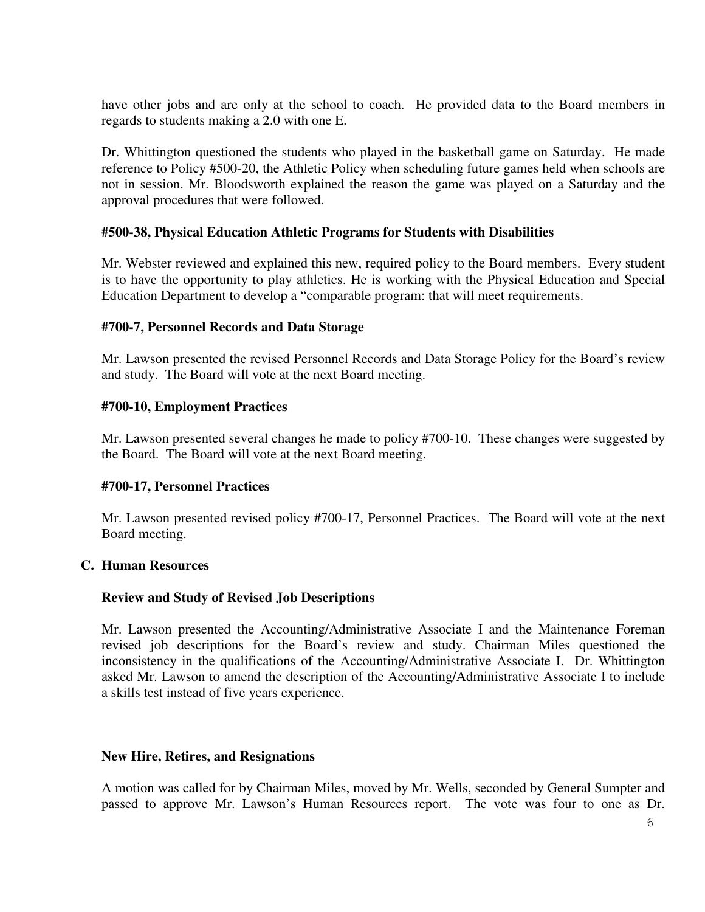have other jobs and are only at the school to coach. He provided data to the Board members in regards to students making a 2.0 with one E.

Dr. Whittington questioned the students who played in the basketball game on Saturday. He made reference to Policy #500-20, the Athletic Policy when scheduling future games held when schools are not in session. Mr. Bloodsworth explained the reason the game was played on a Saturday and the approval procedures that were followed.

**#500-38, Physical Education Athletic Programs for Students with Disabilities**

Mr. Webster reviewed and explained this new, required policy to the Board members. Every student is to have the opportunity to play athletics. He is working with the Physical Education and Special Education Department to develop a "comparable program: that will meet requirements.

**#700-7, Personnel Records and Data Storage**

Mr. Lawson presented the revised Personnel Records and Data Storage Policy for the Board's review and study. The Board will vote at the next Board meeting.

**#700-10, Employment Practices**

Mr. Lawson presented several changes he made to policy #700-10. These changes were suggested by the Board. The Board will vote at the next Board meeting.

**#700-17, Personnel Practices**

Mr. Lawson presented revised policy #700-17, Personnel Practices. The Board will vote at the next Board meeting.

**C. Human Resources**

**Review and Study of Revised Job Descriptions**

Mr. Lawson presented the Accounting/Administrative Associate I and the Maintenance Foreman revised job descriptions for the Board's review and study. Chairman Miles questioned the inconsistency in the qualifications of the Accounting/Administrative Associate I. Dr. Whittington asked Mr. Lawson to amend the description of the Accounting/Administrative Associate I to include a skills test instead of five years experience.

**New Hire, Retires, and Resignations**

A motion was called for by Chairman Miles, moved by Mr. Wells, seconded by General Sumpter and passed to approve Mr. Lawson's Human Resources report. The vote was four to one as Dr.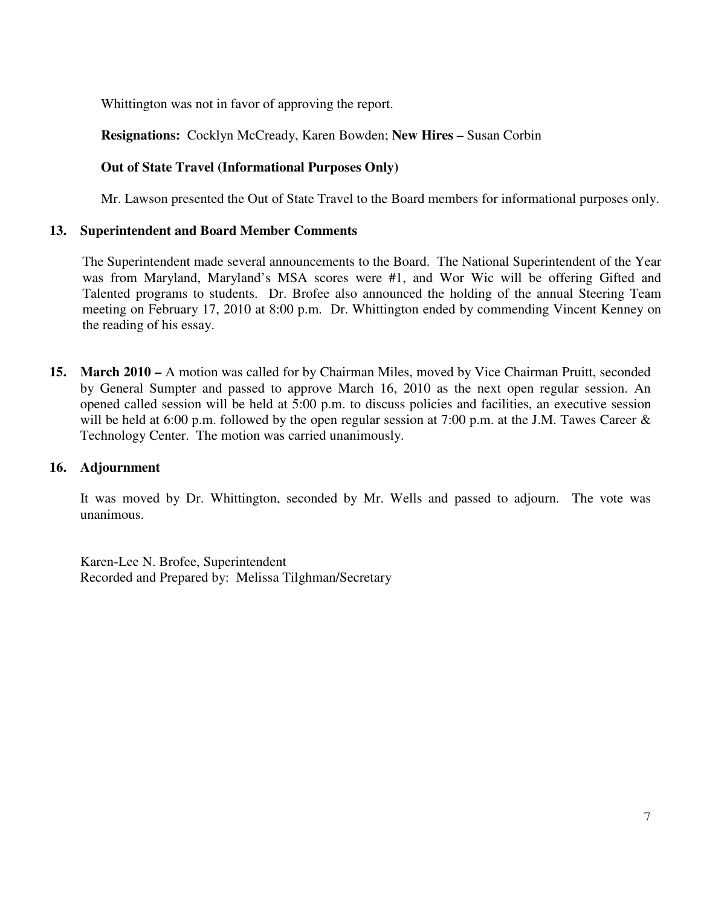Whittington was not in favor of approving the report.

**Resignations:** Cocklyn McCready, Karen Bowden; **New Hires –** Susan Corbin

**Out of State Travel (Informational Purposes Only)**

Mr. Lawson presented the Out of State Travel to the Board members for informational purposes only.

### 13. Superintendent and Board Member Comments

The Superintendent made several announcements to the Board. The National Superintendent of the Year was from Maryland, Maryland's MSA scores were #1, and Wor Wic will be offering Gifted and Talented programs to students. Dr. Brofee also announced the holding of the annual Steering Team meeting on February 17, 2010 at 8:00 p.m. Dr. Whittington ended by commending Vincent Kenney on the reading of his essay.

**15. March 2010 –** A motion was called for by Chairman Miles, moved by Vice Chairman Pruitt, seconded by General Sumpter and passed to approve March 16, 2010 as the next open regular session. An opened called session will be held at 5:00 p.m. to discuss policies and facilities, an executive session will be held at 6:00 p.m. followed by the open regular session at 7:00 p.m. at the J.M. Tawes Career & Technology Center. The motion was carried unanimously.

### 16. Adjournment

It was moved by Dr. Whittington, seconded by Mr. Wells and passed to adjourn. The vote was unanimous.

Karen-Lee N. Brofee, Superintendent
Recorded and Prepared by: Melissa Tilghman/Secretary